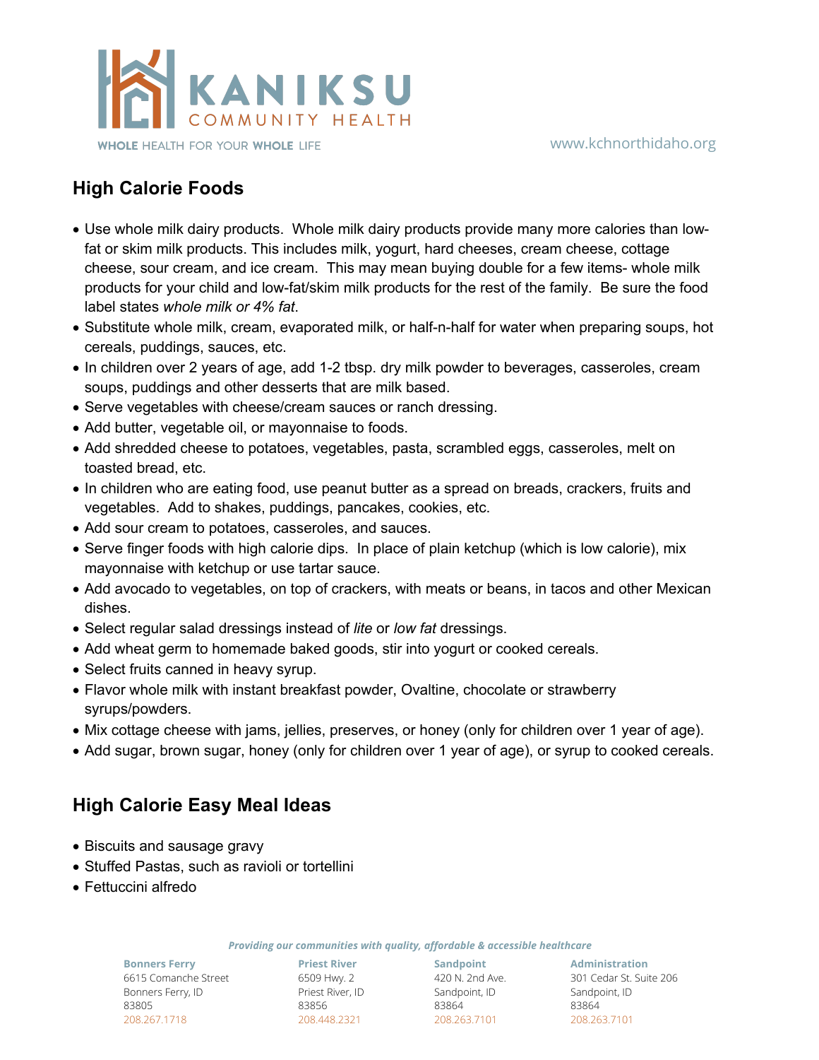KANIKSU COMMUNITY HEALTH

WHOLE HEALTH FOR YOUR WHOLE LIFE

www.kchnorthidaho.org

## High Calorie Foods

- Use whole milk dairy products. Whole milk dairy products provide many more calories than low-fat or skim milk products. This includes milk, yogurt, hard cheeses, cream cheese, cottage cheese, sour cream, and ice cream. This may mean buying double for a few items- whole milk products for your child and low-fat/skim milk products for the rest of the family. Be sure the food label states *whole milk or 4% fat*.
- Substitute whole milk, cream, evaporated milk, or half-n-half for water when preparing soups, hot cereals, puddings, sauces, etc.
- In children over 2 years of age, add 1-2 tbsp. dry milk powder to beverages, casseroles, cream soups, puddings and other desserts that are milk based.
- Serve vegetables with cheese/cream sauces or ranch dressing.
- Add butter, vegetable oil, or mayonnaise to foods.
- Add shredded cheese to potatoes, vegetables, pasta, scrambled eggs, casseroles, melt on toasted bread, etc.
- In children who are eating food, use peanut butter as a spread on breads, crackers, fruits and vegetables. Add to shakes, puddings, pancakes, cookies, etc.
- Add sour cream to potatoes, casseroles, and sauces.
- Serve finger foods with high calorie dips. In place of plain ketchup (which is low calorie), mix mayonnaise with ketchup or use tartar sauce.
- Add avocado to vegetables, on top of crackers, with meats or beans, in tacos and other Mexican dishes.
- Select regular salad dressings instead of *lite* or *low fat* dressings.
- Add wheat germ to homemade baked goods, stir into yogurt or cooked cereals.
- Select fruits canned in heavy syrup.
- Flavor whole milk with instant breakfast powder, Ovaltine, chocolate or strawberry syrups/powders.
- Mix cottage cheese with jams, jellies, preserves, or honey (only for children over 1 year of age).
- Add sugar, brown sugar, honey (only for children over 1 year of age), or syrup to cooked cereals.

## High Calorie Easy Meal Ideas

- Biscuits and sausage gravy
- Stuffed Pastas, such as ravioli or tortellini
- Fettuccini alfredo

*Providing our communities with quality, affordable & accessible healthcare*

**Bonners Ferry**
6615 Comanche Street
Bonners Ferry, ID
83805
208.267.1718

**Priest River**
6509 Hwy. 2
Priest River, ID
83856
208.448.2321

**Sandpoint**
420 N. 2nd Ave.
Sandpoint, ID
83864
208.263.7101

**Administration**
301 Cedar St. Suite 206
Sandpoint, ID
83864
208.263.7101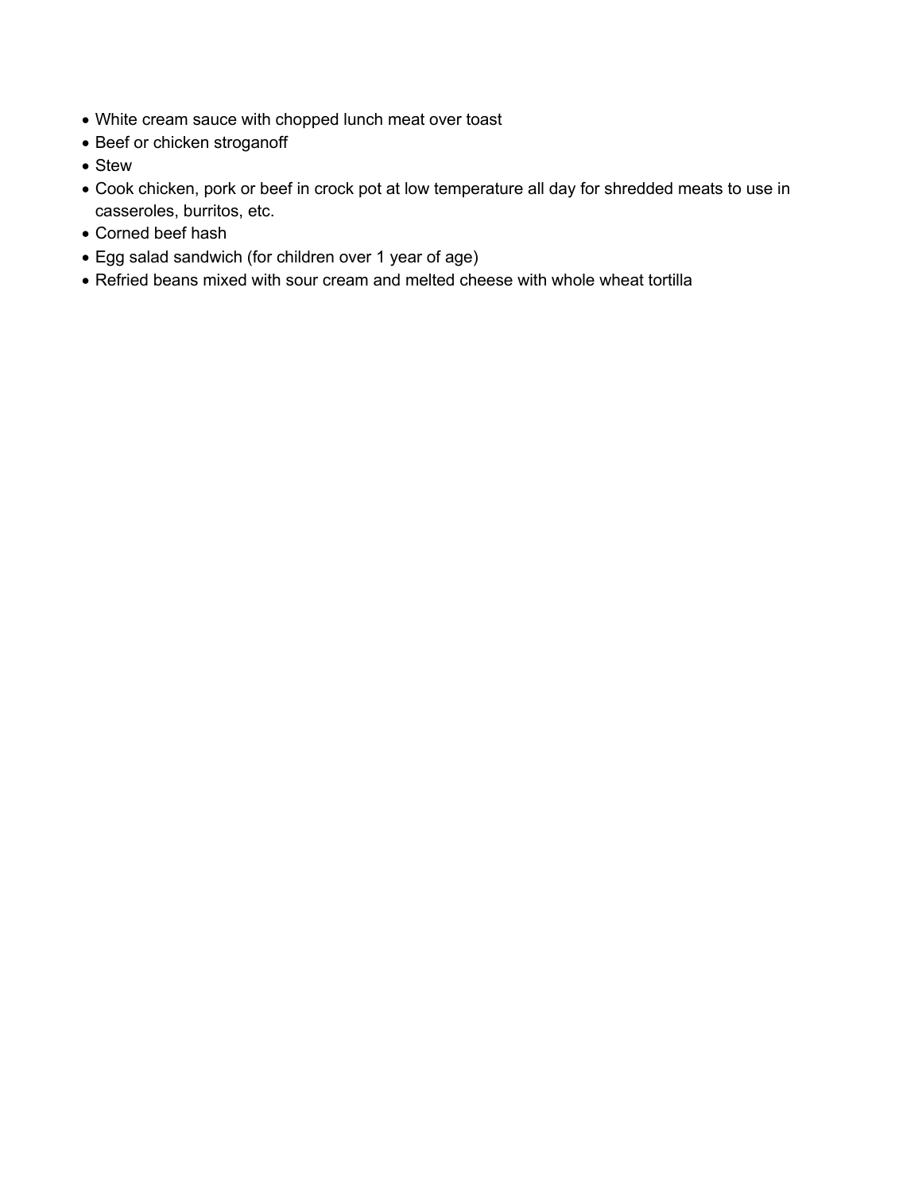- White cream sauce with chopped lunch meat over toast
- Beef or chicken stroganoff
- Stew
- Cook chicken, pork or beef in crock pot at low temperature all day for shredded meats to use in casseroles, burritos, etc.
- Corned beef hash
- Egg salad sandwich (for children over 1 year of age)
- Refried beans mixed with sour cream and melted cheese with whole wheat tortilla